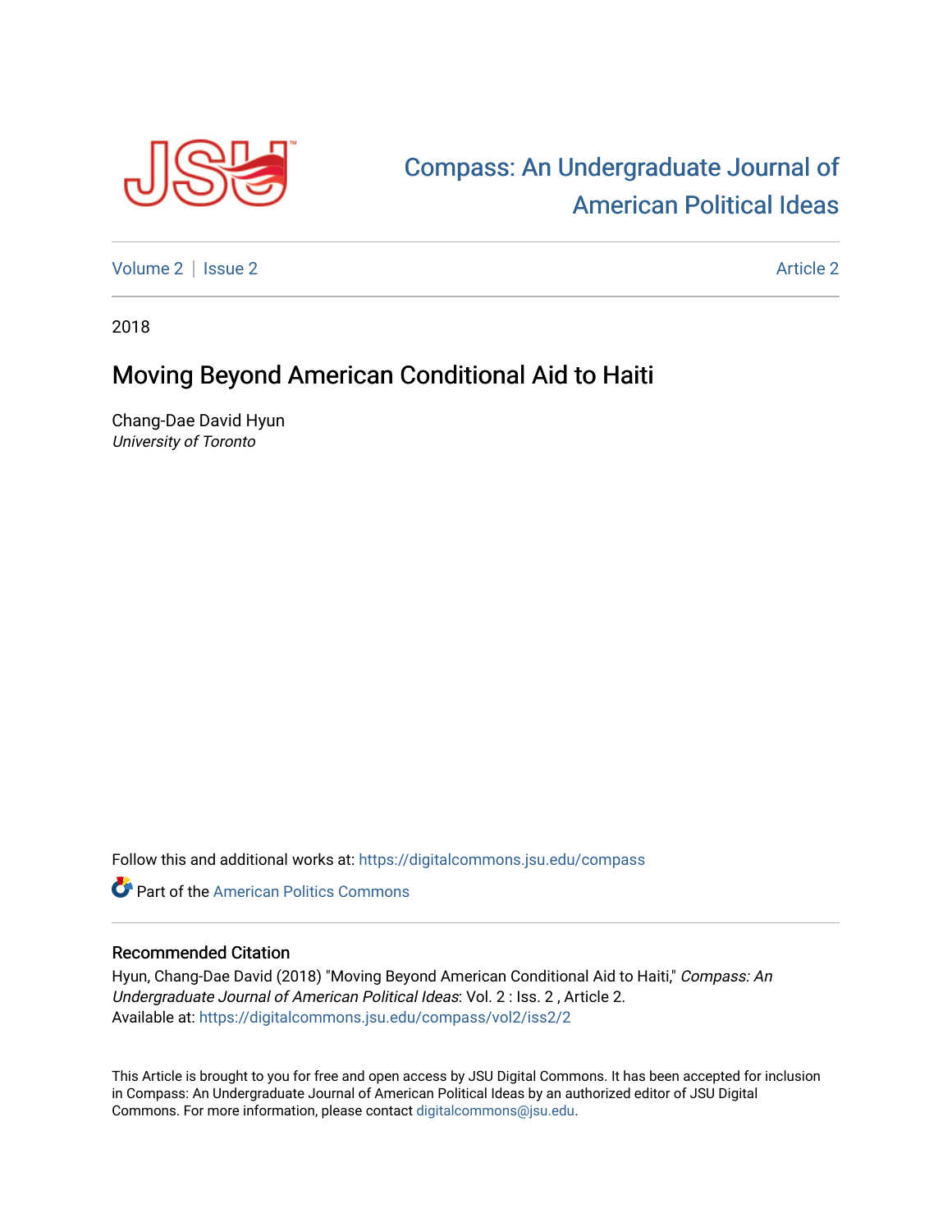# Compass: An Undergraduate Journal of American Political Ideas

Volume 2 | Issue 2 Article 2

2018

## Moving Beyond American Conditional Aid to Haiti

Chang-Dae David Hyun
*University of Toronto*

Follow this and additional works at: https://digitalcommons.jsu.edu/compass

Part of the American Politics Commons

### Recommended Citation

Hyun, Chang-Dae David (2018) "Moving Beyond American Conditional Aid to Haiti," *Compass: An Undergraduate Journal of American Political Ideas*: Vol. 2 : Iss. 2 , Article 2.
Available at: https://digitalcommons.jsu.edu/compass/vol2/iss2/2

This Article is brought to you for free and open access by JSU Digital Commons. It has been accepted for inclusion in Compass: An Undergraduate Journal of American Political Ideas by an authorized editor of JSU Digital Commons. For more information, please contact digitalcommons@jsu.edu.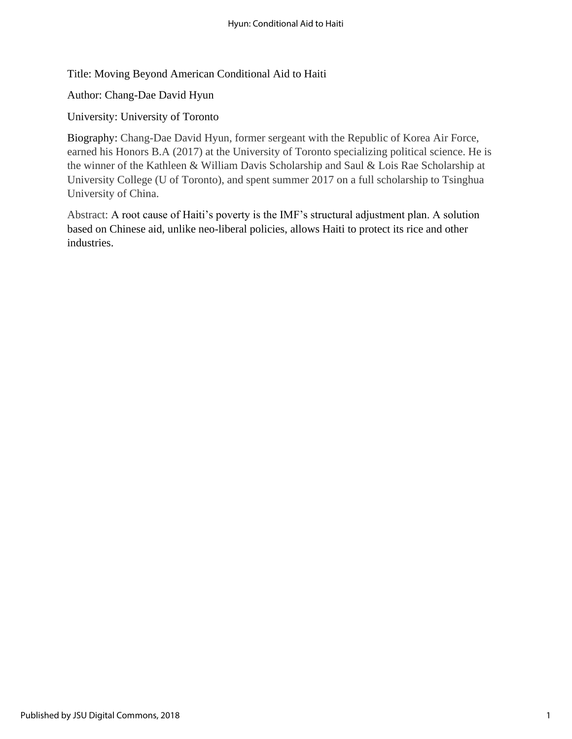Title: Moving Beyond American Conditional Aid to Haiti

Author: Chang-Dae David Hyun

University: University of Toronto

Biography: Chang-Dae David Hyun, former sergeant with the Republic of Korea Air Force, earned his Honors B.A (2017) at the University of Toronto specializing political science. He is the winner of the Kathleen & William Davis Scholarship and Saul & Lois Rae Scholarship at University College (U of Toronto), and spent summer 2017 on a full scholarship to Tsinghua University of China.

Abstract: A root cause of Haiti's poverty is the IMF's structural adjustment plan. A solution based on Chinese aid, unlike neo-liberal policies, allows Haiti to protect its rice and other industries.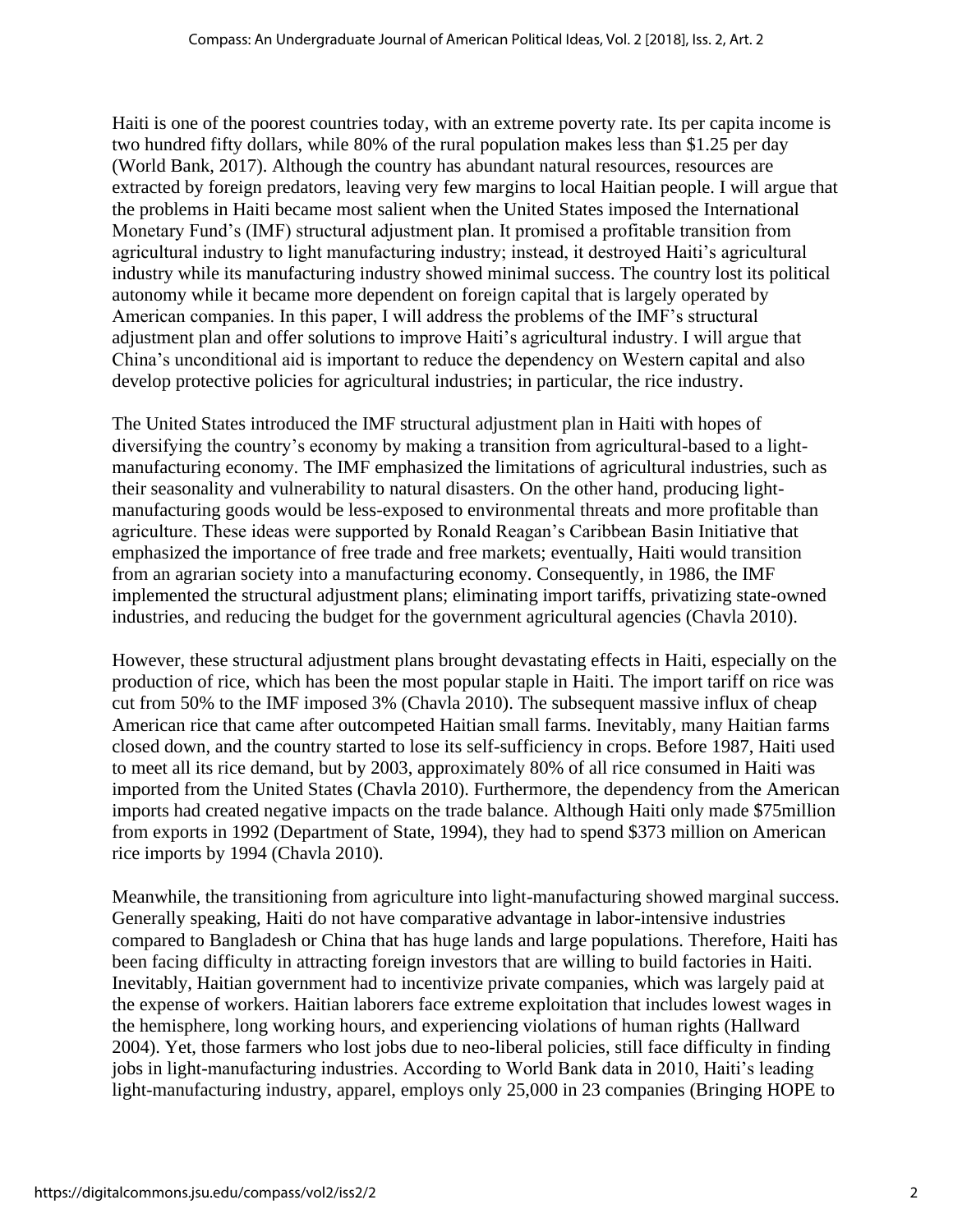Haiti is one of the poorest countries today, with an extreme poverty rate. Its per capita income is two hundred fifty dollars, while 80% of the rural population makes less than $1.25 per day (World Bank, 2017). Although the country has abundant natural resources, resources are extracted by foreign predators, leaving very few margins to local Haitian people. I will argue that the problems in Haiti became most salient when the United States imposed the International Monetary Fund's (IMF) structural adjustment plan. It promised a profitable transition from agricultural industry to light manufacturing industry; instead, it destroyed Haiti's agricultural industry while its manufacturing industry showed minimal success. The country lost its political autonomy while it became more dependent on foreign capital that is largely operated by American companies. In this paper, I will address the problems of the IMF's structural adjustment plan and offer solutions to improve Haiti's agricultural industry. I will argue that China's unconditional aid is important to reduce the dependency on Western capital and also develop protective policies for agricultural industries; in particular, the rice industry.

The United States introduced the IMF structural adjustment plan in Haiti with hopes of diversifying the country's economy by making a transition from agricultural-based to a light-manufacturing economy. The IMF emphasized the limitations of agricultural industries, such as their seasonality and vulnerability to natural disasters. On the other hand, producing light-manufacturing goods would be less-exposed to environmental threats and more profitable than agriculture. These ideas were supported by Ronald Reagan's Caribbean Basin Initiative that emphasized the importance of free trade and free markets; eventually, Haiti would transition from an agrarian society into a manufacturing economy. Consequently, in 1986, the IMF implemented the structural adjustment plans; eliminating import tariffs, privatizing state-owned industries, and reducing the budget for the government agricultural agencies (Chavla 2010).

However, these structural adjustment plans brought devastating effects in Haiti, especially on the production of rice, which has been the most popular staple in Haiti. The import tariff on rice was cut from 50% to the IMF imposed 3% (Chavla 2010). The subsequent massive influx of cheap American rice that came after outcompeted Haitian small farms. Inevitably, many Haitian farms closed down, and the country started to lose its self-sufficiency in crops. Before 1987, Haiti used to meet all its rice demand, but by 2003, approximately 80% of all rice consumed in Haiti was imported from the United States (Chavla 2010). Furthermore, the dependency from the American imports had created negative impacts on the trade balance. Although Haiti only made $75million from exports in 1992 (Department of State, 1994), they had to spend $373 million on American rice imports by 1994 (Chavla 2010).

Meanwhile, the transitioning from agriculture into light-manufacturing showed marginal success. Generally speaking, Haiti do not have comparative advantage in labor-intensive industries compared to Bangladesh or China that has huge lands and large populations. Therefore, Haiti has been facing difficulty in attracting foreign investors that are willing to build factories in Haiti. Inevitably, Haitian government had to incentivize private companies, which was largely paid at the expense of workers. Haitian laborers face extreme exploitation that includes lowest wages in the hemisphere, long working hours, and experiencing violations of human rights (Hallward 2004). Yet, those farmers who lost jobs due to neo-liberal policies, still face difficulty in finding jobs in light-manufacturing industries. According to World Bank data in 2010, Haiti's leading light-manufacturing industry, apparel, employs only 25,000 in 23 companies (Bringing HOPE to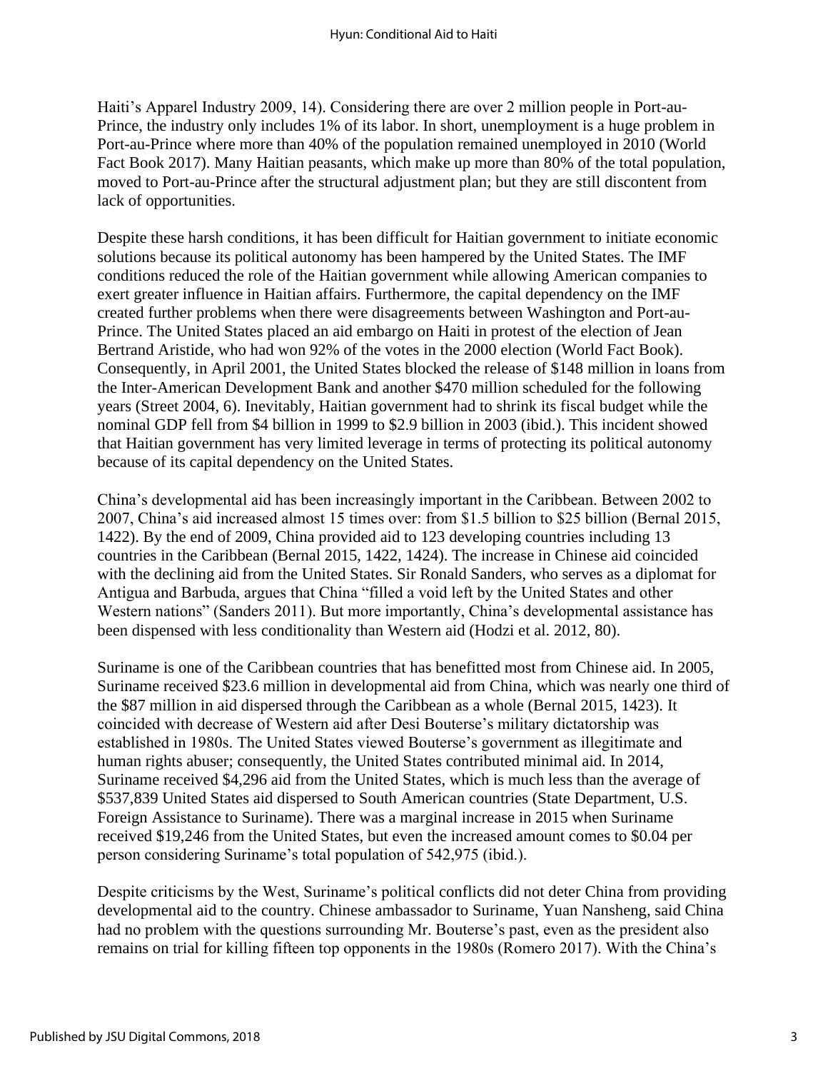Haiti's Apparel Industry 2009, 14). Considering there are over 2 million people in Port-au-Prince, the industry only includes 1% of its labor. In short, unemployment is a huge problem in Port-au-Prince where more than 40% of the population remained unemployed in 2010 (World Fact Book 2017). Many Haitian peasants, which make up more than 80% of the total population, moved to Port-au-Prince after the structural adjustment plan; but they are still discontent from lack of opportunities.

Despite these harsh conditions, it has been difficult for Haitian government to initiate economic solutions because its political autonomy has been hampered by the United States. The IMF conditions reduced the role of the Haitian government while allowing American companies to exert greater influence in Haitian affairs. Furthermore, the capital dependency on the IMF created further problems when there were disagreements between Washington and Port-au-Prince. The United States placed an aid embargo on Haiti in protest of the election of Jean Bertrand Aristide, who had won 92% of the votes in the 2000 election (World Fact Book). Consequently, in April 2001, the United States blocked the release of $148 million in loans from the Inter-American Development Bank and another $470 million scheduled for the following years (Street 2004, 6). Inevitably, Haitian government had to shrink its fiscal budget while the nominal GDP fell from $4 billion in 1999 to $2.9 billion in 2003 (ibid.). This incident showed that Haitian government has very limited leverage in terms of protecting its political autonomy because of its capital dependency on the United States.

China's developmental aid has been increasingly important in the Caribbean. Between 2002 to 2007, China's aid increased almost 15 times over: from $1.5 billion to $25 billion (Bernal 2015, 1422). By the end of 2009, China provided aid to 123 developing countries including 13 countries in the Caribbean (Bernal 2015, 1422, 1424). The increase in Chinese aid coincided with the declining aid from the United States. Sir Ronald Sanders, who serves as a diplomat for Antigua and Barbuda, argues that China "filled a void left by the United States and other Western nations" (Sanders 2011). But more importantly, China's developmental assistance has been dispensed with less conditionality than Western aid (Hodzi et al. 2012, 80).

Suriname is one of the Caribbean countries that has benefitted most from Chinese aid. In 2005, Suriname received $23.6 million in developmental aid from China, which was nearly one third of the $87 million in aid dispersed through the Caribbean as a whole (Bernal 2015, 1423). It coincided with decrease of Western aid after Desi Bouterse's military dictatorship was established in 1980s. The United States viewed Bouterse's government as illegitimate and human rights abuser; consequently, the United States contributed minimal aid. In 2014, Suriname received $4,296 aid from the United States, which is much less than the average of $537,839 United States aid dispersed to South American countries (State Department, U.S. Foreign Assistance to Suriname). There was a marginal increase in 2015 when Suriname received $19,246 from the United States, but even the increased amount comes to $0.04 per person considering Suriname's total population of 542,975 (ibid.).

Despite criticisms by the West, Suriname's political conflicts did not deter China from providing developmental aid to the country. Chinese ambassador to Suriname, Yuan Nansheng, said China had no problem with the questions surrounding Mr. Bouterse's past, even as the president also remains on trial for killing fifteen top opponents in the 1980s (Romero 2017). With the China's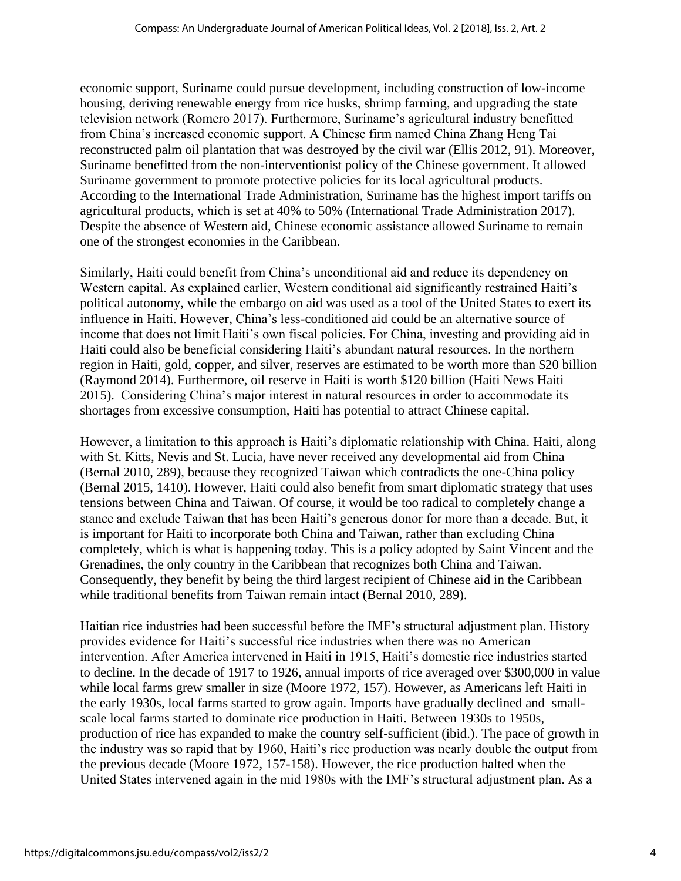economic support, Suriname could pursue development, including construction of low-income housing, deriving renewable energy from rice husks, shrimp farming, and upgrading the state television network (Romero 2017). Furthermore, Suriname's agricultural industry benefitted from China's increased economic support. A Chinese firm named China Zhang Heng Tai reconstructed palm oil plantation that was destroyed by the civil war (Ellis 2012, 91). Moreover, Suriname benefitted from the non-interventionist policy of the Chinese government. It allowed Suriname government to promote protective policies for its local agricultural products. According to the International Trade Administration, Suriname has the highest import tariffs on agricultural products, which is set at 40% to 50% (International Trade Administration 2017). Despite the absence of Western aid, Chinese economic assistance allowed Suriname to remain one of the strongest economies in the Caribbean.

Similarly, Haiti could benefit from China's unconditional aid and reduce its dependency on Western capital. As explained earlier, Western conditional aid significantly restrained Haiti's political autonomy, while the embargo on aid was used as a tool of the United States to exert its influence in Haiti. However, China's less-conditioned aid could be an alternative source of income that does not limit Haiti's own fiscal policies. For China, investing and providing aid in Haiti could also be beneficial considering Haiti's abundant natural resources. In the northern region in Haiti, gold, copper, and silver, reserves are estimated to be worth more than $20 billion (Raymond 2014). Furthermore, oil reserve in Haiti is worth $120 billion (Haiti News Haiti 2015). Considering China's major interest in natural resources in order to accommodate its shortages from excessive consumption, Haiti has potential to attract Chinese capital.

However, a limitation to this approach is Haiti's diplomatic relationship with China. Haiti, along with St. Kitts, Nevis and St. Lucia, have never received any developmental aid from China (Bernal 2010, 289), because they recognized Taiwan which contradicts the one-China policy (Bernal 2015, 1410). However, Haiti could also benefit from smart diplomatic strategy that uses tensions between China and Taiwan. Of course, it would be too radical to completely change a stance and exclude Taiwan that has been Haiti's generous donor for more than a decade. But, it is important for Haiti to incorporate both China and Taiwan, rather than excluding China completely, which is what is happening today. This is a policy adopted by Saint Vincent and the Grenadines, the only country in the Caribbean that recognizes both China and Taiwan. Consequently, they benefit by being the third largest recipient of Chinese aid in the Caribbean while traditional benefits from Taiwan remain intact (Bernal 2010, 289).

Haitian rice industries had been successful before the IMF's structural adjustment plan. History provides evidence for Haiti's successful rice industries when there was no American intervention. After America intervened in Haiti in 1915, Haiti's domestic rice industries started to decline. In the decade of 1917 to 1926, annual imports of rice averaged over $300,000 in value while local farms grew smaller in size (Moore 1972, 157). However, as Americans left Haiti in the early 1930s, local farms started to grow again. Imports have gradually declined and small-scale local farms started to dominate rice production in Haiti. Between 1930s to 1950s, production of rice has expanded to make the country self-sufficient (ibid.). The pace of growth in the industry was so rapid that by 1960, Haiti's rice production was nearly double the output from the previous decade (Moore 1972, 157-158). However, the rice production halted when the United States intervened again in the mid 1980s with the IMF's structural adjustment plan. As a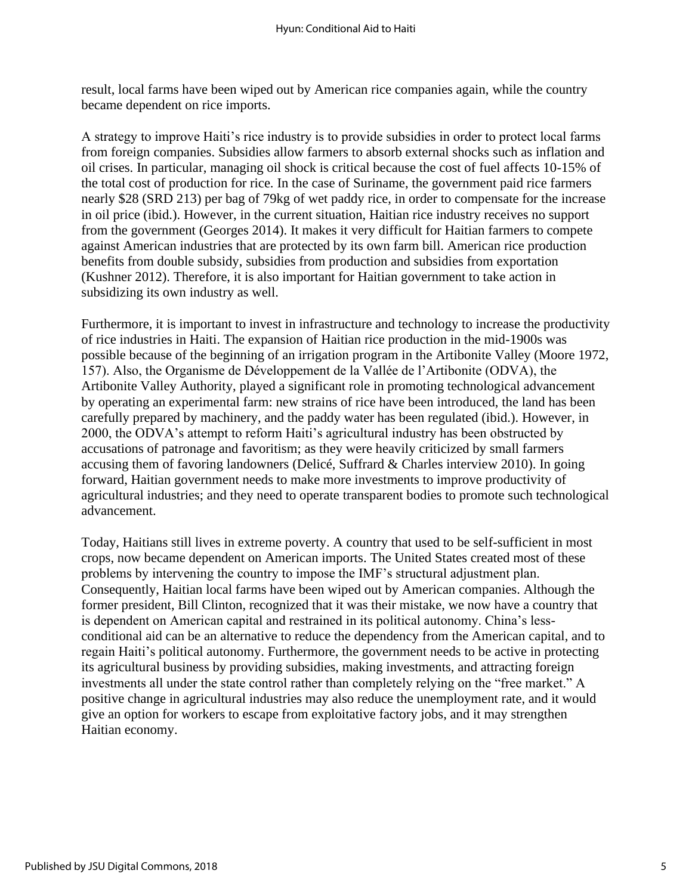result, local farms have been wiped out by American rice companies again, while the country became dependent on rice imports.

A strategy to improve Haiti's rice industry is to provide subsidies in order to protect local farms from foreign companies. Subsidies allow farmers to absorb external shocks such as inflation and oil crises. In particular, managing oil shock is critical because the cost of fuel affects 10-15% of the total cost of production for rice. In the case of Suriname, the government paid rice farmers nearly $28 (SRD 213) per bag of 79kg of wet paddy rice, in order to compensate for the increase in oil price (ibid.). However, in the current situation, Haitian rice industry receives no support from the government (Georges 2014). It makes it very difficult for Haitian farmers to compete against American industries that are protected by its own farm bill. American rice production benefits from double subsidy, subsidies from production and subsidies from exportation (Kushner 2012). Therefore, it is also important for Haitian government to take action in subsidizing its own industry as well.

Furthermore, it is important to invest in infrastructure and technology to increase the productivity of rice industries in Haiti. The expansion of Haitian rice production in the mid-1900s was possible because of the beginning of an irrigation program in the Artibonite Valley (Moore 1972, 157). Also, the Organisme de Développement de la Vallée de l'Artibonite (ODVA), the Artibonite Valley Authority, played a significant role in promoting technological advancement by operating an experimental farm: new strains of rice have been introduced, the land has been carefully prepared by machinery, and the paddy water has been regulated (ibid.). However, in 2000, the ODVA's attempt to reform Haiti's agricultural industry has been obstructed by accusations of patronage and favoritism; as they were heavily criticized by small farmers accusing them of favoring landowners (Delicé, Suffrard & Charles interview 2010). In going forward, Haitian government needs to make more investments to improve productivity of agricultural industries; and they need to operate transparent bodies to promote such technological advancement.

Today, Haitians still lives in extreme poverty. A country that used to be self-sufficient in most crops, now became dependent on American imports. The United States created most of these problems by intervening the country to impose the IMF's structural adjustment plan. Consequently, Haitian local farms have been wiped out by American companies. Although the former president, Bill Clinton, recognized that it was their mistake, we now have a country that is dependent on American capital and restrained in its political autonomy. China's less-conditional aid can be an alternative to reduce the dependency from the American capital, and to regain Haiti's political autonomy. Furthermore, the government needs to be active in protecting its agricultural business by providing subsidies, making investments, and attracting foreign investments all under the state control rather than completely relying on the "free market." A positive change in agricultural industries may also reduce the unemployment rate, and it would give an option for workers to escape from exploitative factory jobs, and it may strengthen Haitian economy.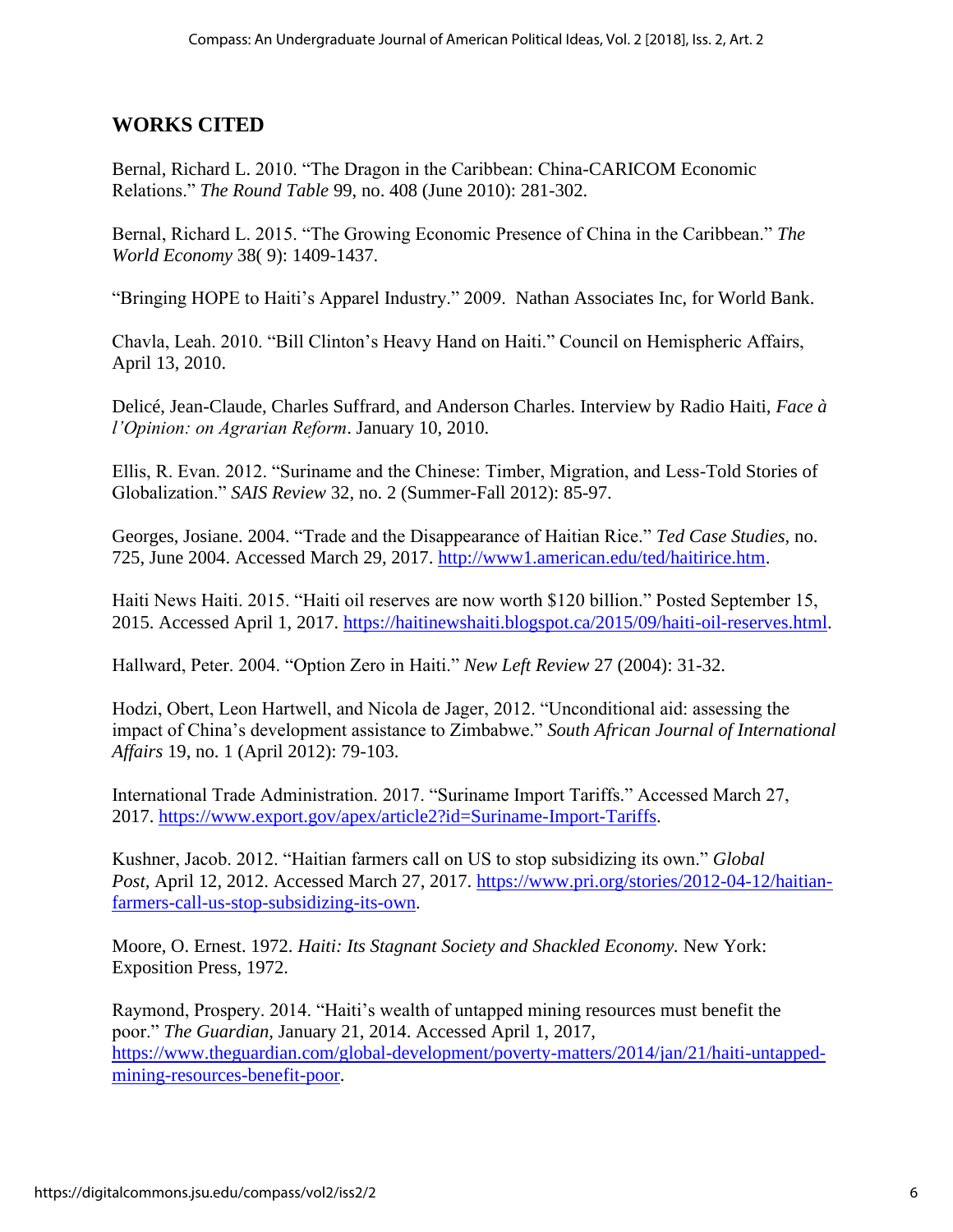## WORKS CITED

Bernal, Richard L. 2010. "The Dragon in the Caribbean: China-CARICOM Economic Relations." *The Round Table* 99, no. 408 (June 2010): 281-302.

Bernal, Richard L. 2015. "The Growing Economic Presence of China in the Caribbean." *The World Economy* 38( 9): 1409-1437.

"Bringing HOPE to Haiti's Apparel Industry." 2009. Nathan Associates Inc, for World Bank.

Chavla, Leah. 2010. "Bill Clinton's Heavy Hand on Haiti." Council on Hemispheric Affairs, April 13, 2010.

Delicé, Jean-Claude, Charles Suffrard, and Anderson Charles. Interview by Radio Haiti, *Face à l'Opinion: on Agrarian Reform*. January 10, 2010.

Ellis, R. Evan. 2012. "Suriname and the Chinese: Timber, Migration, and Less-Told Stories of Globalization." *SAIS Review* 32, no. 2 (Summer-Fall 2012): 85-97.

Georges, Josiane. 2004. "Trade and the Disappearance of Haitian Rice." *Ted Case Studies,* no. 725, June 2004. Accessed March 29, 2017. http://www1.american.edu/ted/haitirice.htm.

Haiti News Haiti. 2015. "Haiti oil reserves are now worth $120 billion." Posted September 15, 2015. Accessed April 1, 2017. https://haitinewshaiti.blogspot.ca/2015/09/haiti-oil-reserves.html.

Hallward, Peter. 2004. "Option Zero in Haiti." *New Left Review* 27 (2004): 31-32.

Hodzi, Obert, Leon Hartwell, and Nicola de Jager, 2012. "Unconditional aid: assessing the impact of China's development assistance to Zimbabwe." *South African Journal of International Affairs* 19, no. 1 (April 2012): 79-103.

International Trade Administration. 2017. "Suriname Import Tariffs." Accessed March 27, 2017. https://www.export.gov/apex/article2?id=Suriname-Import-Tariffs.

Kushner, Jacob. 2012. "Haitian farmers call on US to stop subsidizing its own." *Global Post,* April 12, 2012. Accessed March 27, 2017. https://www.pri.org/stories/2012-04-12/haitian-farmers-call-us-stop-subsidizing-its-own.

Moore, O. Ernest. 1972. *Haiti: Its Stagnant Society and Shackled Economy.* New York: Exposition Press, 1972.

Raymond, Prospery. 2014. "Haiti's wealth of untapped mining resources must benefit the poor." *The Guardian,* January 21, 2014. Accessed April 1, 2017, https://www.theguardian.com/global-development/poverty-matters/2014/jan/21/haiti-untapped-mining-resources-benefit-poor.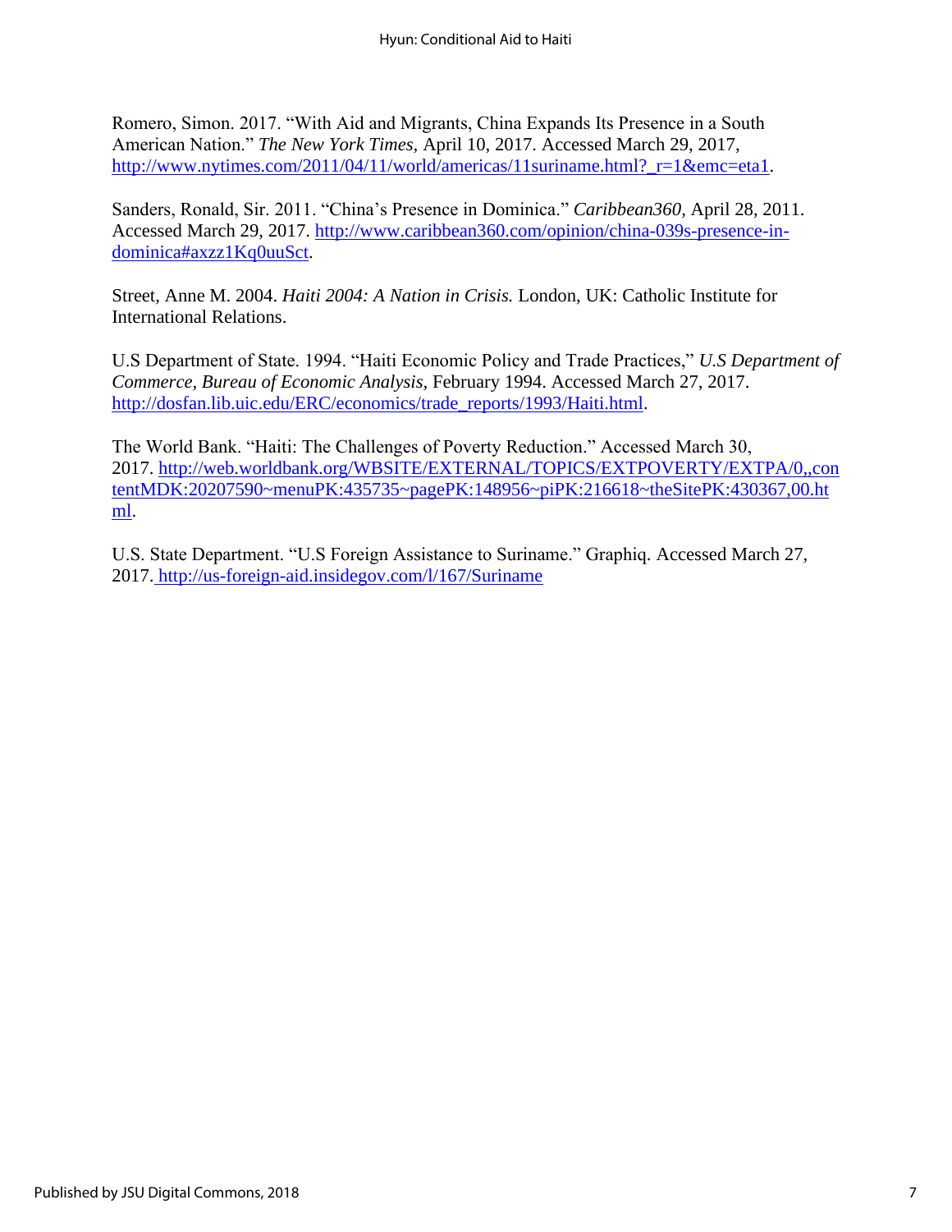Romero, Simon. 2017. "With Aid and Migrants, China Expands Its Presence in a South American Nation." *The New York Times,* April 10, 2017. Accessed March 29, 2017, http://www.nytimes.com/2011/04/11/world/americas/11suriname.html?_r=1&emc=eta1.

Sanders, Ronald, Sir. 2011. "China's Presence in Dominica." *Caribbean360,* April 28, 2011. Accessed March 29, 2017. http://www.caribbean360.com/opinion/china-039s-presence-in-dominica#axzz1Kq0uuSct.

Street, Anne M. 2004. *Haiti 2004: A Nation in Crisis.* London, UK: Catholic Institute for International Relations.

U.S Department of State. 1994. "Haiti Economic Policy and Trade Practices," *U.S Department of Commerce, Bureau of Economic Analysis,* February 1994. Accessed March 27, 2017. http://dosfan.lib.uic.edu/ERC/economics/trade_reports/1993/Haiti.html.

The World Bank. "Haiti: The Challenges of Poverty Reduction." Accessed March 30, 2017. http://web.worldbank.org/WBSITE/EXTERNAL/TOPICS/EXTPOVERTY/EXTPA/0,,contentMDK:20207590~menuPK:435735~pagePK:148956~piPK:216618~theSitePK:430367,00.html.

U.S. State Department. "U.S Foreign Assistance to Suriname." Graphiq. Accessed March 27, 2017. http://us-foreign-aid.insidegov.com/l/167/Suriname